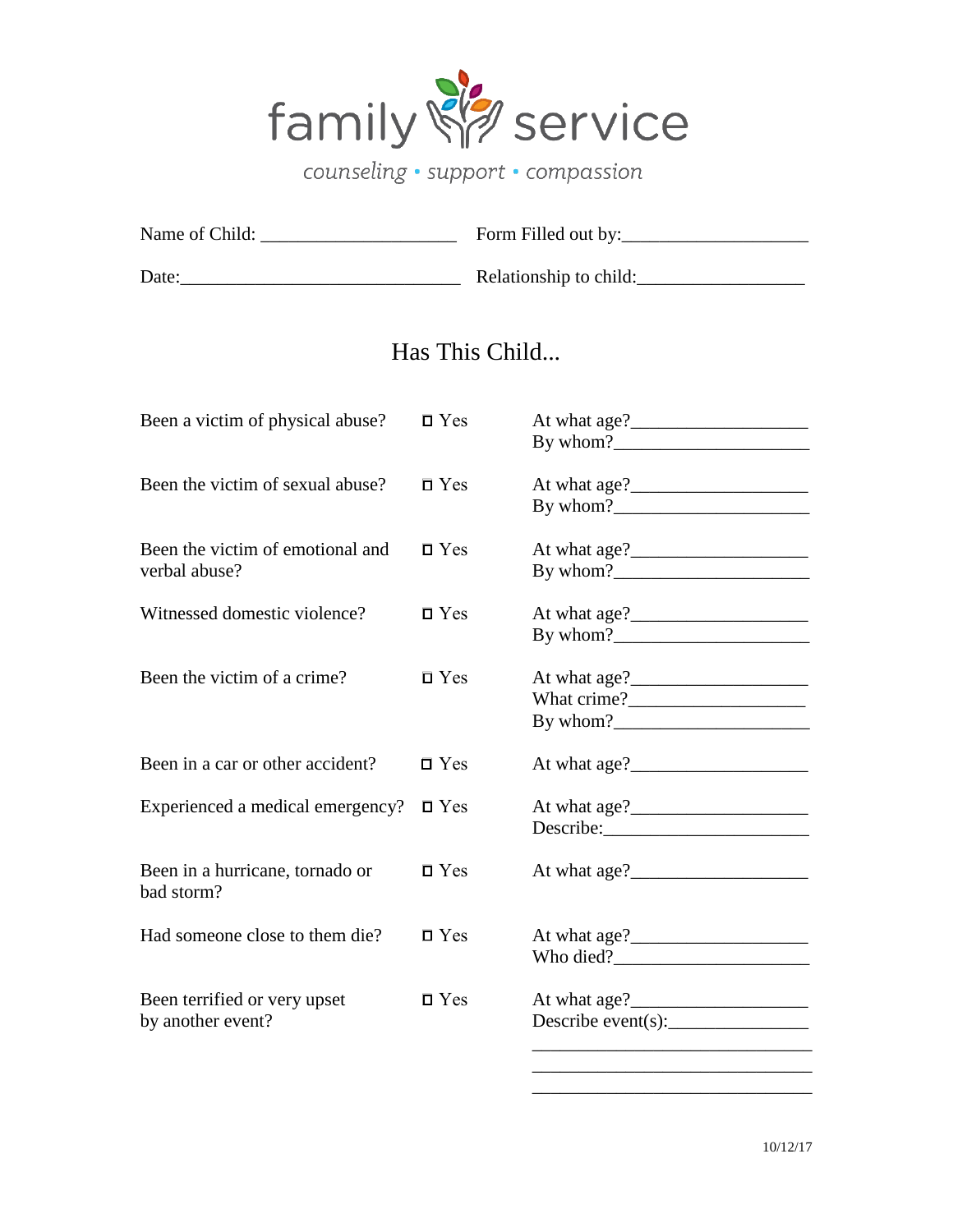# family service

*counseling • support • compassion*

Name of Child: ____________________ Form Filled out by:____________________

Date:______________________________ Relationship to child:__________________

## Has This Child...

| | | |
|---|---|---|
| Been a victim of physical abuse? | ☐ Yes | At what age?___________________<br>By whom?_____________________ |
| Been the victim of sexual abuse? | ☐ Yes | At what age?___________________<br>By whom?_____________________ |
| Been the victim of emotional and verbal abuse? | ☐ Yes | At what age?___________________<br>By whom?_____________________ |
| Witnessed domestic violence? | ☐ Yes | At what age?___________________<br>By whom?_____________________ |
| Been the victim of a crime? | ☐ Yes | At what age?___________________<br>What crime?___________________<br>By whom?_____________________ |
| Been in a car or other accident? | ☐ Yes | At what age?___________________ |
| Experienced a medical emergency? | ☐ Yes | At what age?___________________<br>Describe:______________________ |
| Been in a hurricane, tornado or bad storm? | ☐ Yes | At what age?___________________ |
| Had someone close to them die? | ☐ Yes | At what age?___________________<br>Who died?_____________________ |
| Been terrified or very upset by another event? | ☐ Yes | At what age?___________________<br>Describe event(s):_______________<br>______________________________<br>______________________________<br>______________________________ |

10/12/17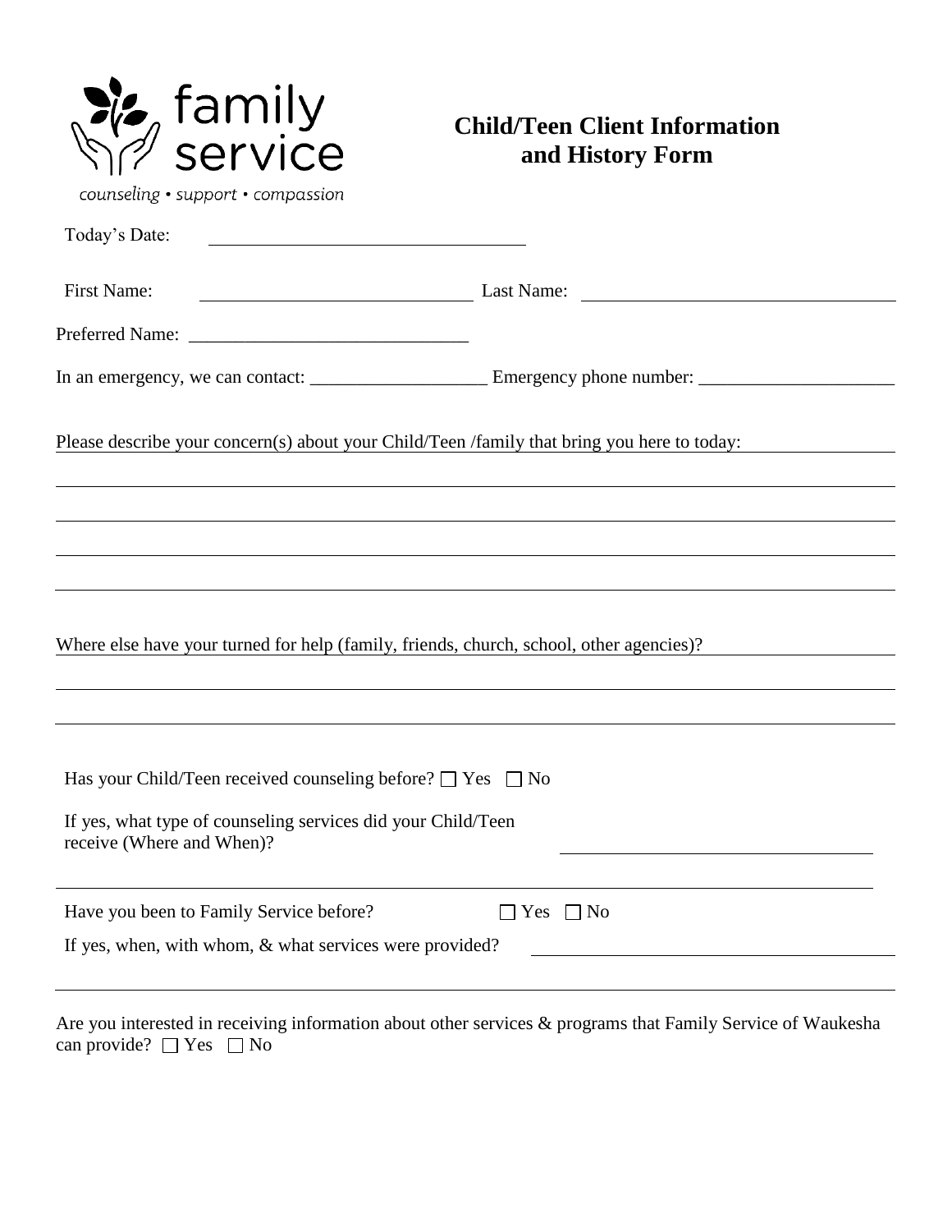family service

counseling • support • compassion

# Child/Teen Client Information and History Form

Today's Date: ______________________________

First Name: ____________________________ Last Name: ______________________________

Preferred Name: ______________________________

In an emergency, we can contact: ___________________ Emergency phone number: _____________________

Please describe your concern(s) about your Child/Teen /family that bring you here to today: _______________

_____________________________________________________________________________

_____________________________________________________________________________

_____________________________________________________________________________

_____________________________________________________________________________

Where else have your turned for help (family, friends, church, school, other agencies)? _______________

_____________________________________________________________________________

_____________________________________________________________________________

Has your Child/Teen received counseling before? ☐ Yes ☐ No

If yes, what type of counseling services did your Child/Teen receive (Where and When)? ______________________________

_____________________________________________________________________________

Have you been to Family Service before? ☐ Yes ☐ No

If yes, when, with whom, & what services were provided? ______________________________

_____________________________________________________________________________

Are you interested in receiving information about other services & programs that Family Service of Waukesha can provide? ☐ Yes ☐ No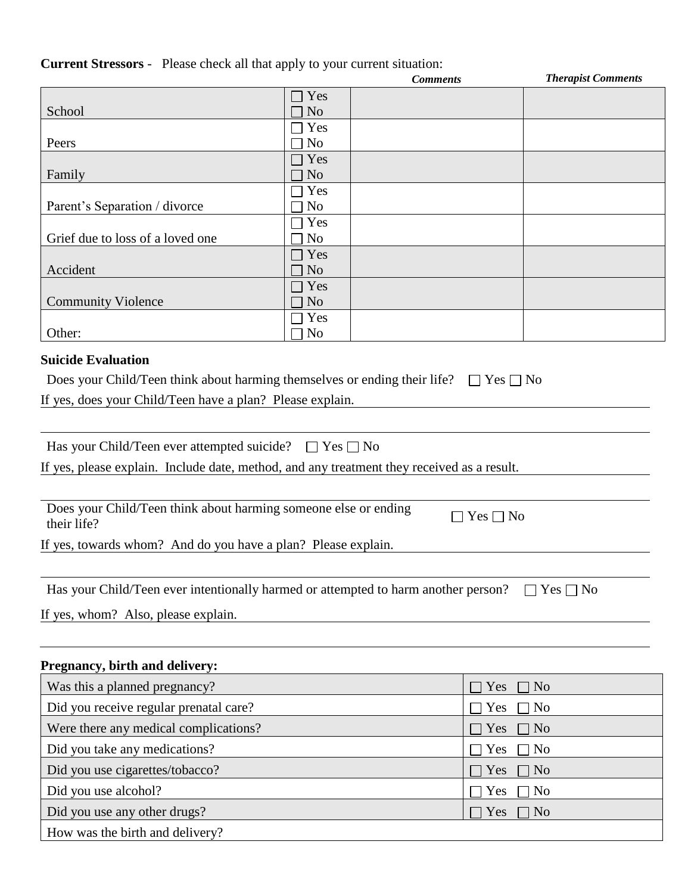**Current Stressors** - Please check all that apply to your current situation:

| | | ***Comments*** | ***Therapist Comments*** |
|---|---|---|---|
| School | ☐ Yes ☐ No | | |
| Peers | ☐ Yes ☐ No | | |
| Family | ☐ Yes ☐ No | | |
| Parent's Separation / divorce | ☐ Yes ☐ No | | |
| Grief due to loss of a loved one | ☐ Yes ☐ No | | |
| Accident | ☐ Yes ☐ No | | |
| Community Violence | ☐ Yes ☐ No | | |
| Other: | ☐ Yes ☐ No | | |

**Suicide Evaluation**

Does your Child/Teen think about harming themselves or ending their life? ☐ Yes ☐ No

If yes, does your Child/Teen have a plan? Please explain. ______________________________

______________________________

Has your Child/Teen ever attempted suicide? ☐ Yes ☐ No

If yes, please explain. Include date, method, and any treatment they received as a result. ______________________________

______________________________

Does your Child/Teen think about harming someone else or ending their life? ☐ Yes ☐ No

If yes, towards whom? And do you have a plan? Please explain. ______________________________

______________________________

Has your Child/Teen ever intentionally harmed or attempted to harm another person? ☐ Yes ☐ No

If yes, whom? Also, please explain. ______________________________

______________________________

**Pregnancy, birth and delivery:**

| | |
|---|---|
| Was this a planned pregnancy? | ☐ Yes ☐ No |
| Did you receive regular prenatal care? | ☐ Yes ☐ No |
| Were there any medical complications? | ☐ Yes ☐ No |
| Did you take any medications? | ☐ Yes ☐ No |
| Did you use cigarettes/tobacco? | ☐ Yes ☐ No |
| Did you use alcohol? | ☐ Yes ☐ No |
| Did you use any other drugs? | ☐ Yes ☐ No |
| How was the birth and delivery? | |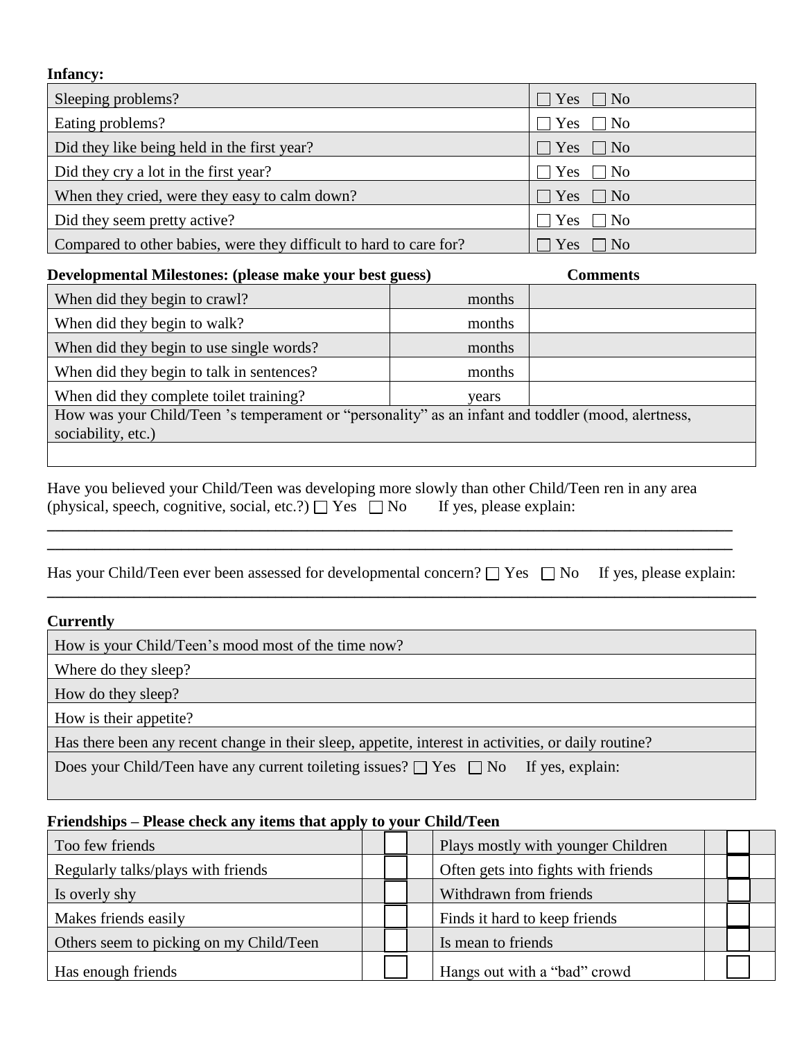**Infancy:**

| | |
|---|---|
| Sleeping problems? | ☐ Yes ☐ No |
| Eating problems? | ☐ Yes ☐ No |
| Did they like being held in the first year? | ☐ Yes ☐ No |
| Did they cry a lot in the first year? | ☐ Yes ☐ No |
| When they cried, were they easy to calm down? | ☐ Yes ☐ No |
| Did they seem pretty active? | ☐ Yes ☐ No |
| Compared to other babies, were they difficult to hard to care for? | ☐ Yes ☐ No |

| **Developmental Milestones: (please make your best guess)** | | **Comments** |
|---|---|---|
| When did they begin to crawl? | months | |
| When did they begin to walk? | months | |
| When did they begin to use single words? | months | |
| When did they begin to talk in sentences? | months | |
| When did they complete toilet training? | years | |
| How was your Child/Teen 's temperament or "personality" as an infant and toddler (mood, alertness, sociability, etc.) | | |
| | | |

Have you believed your Child/Teen was developing more slowly than other Child/Teen ren in any area (physical, speech, cognitive, social, etc.?) ☐ Yes ☐ No If yes, please explain:

\_\_\_\_\_\_\_\_\_\_\_\_\_\_\_\_\_\_\_\_\_\_\_\_\_\_\_\_\_\_\_\_\_\_\_\_\_\_\_\_\_\_\_\_\_\_\_\_\_\_\_\_\_\_\_\_\_\_\_\_\_\_\_\_\_\_\_\_\_\_\_\_

\_\_\_\_\_\_\_\_\_\_\_\_\_\_\_\_\_\_\_\_\_\_\_\_\_\_\_\_\_\_\_\_\_\_\_\_\_\_\_\_\_\_\_\_\_\_\_\_\_\_\_\_\_\_\_\_\_\_\_\_\_\_\_\_\_\_\_\_\_\_\_\_

Has your Child/Teen ever been assessed for developmental concern? ☐ Yes ☐ No If yes, please explain:

\_\_\_\_\_\_\_\_\_\_\_\_\_\_\_\_\_\_\_\_\_\_\_\_\_\_\_\_\_\_\_\_\_\_\_\_\_\_\_\_\_\_\_\_\_\_\_\_\_\_\_\_\_\_\_\_\_\_\_\_\_\_\_\_\_\_\_\_\_\_\_\_

**Currently**

| |
|---|
| How is your Child/Teen's mood most of the time now? |
| Where do they sleep? |
| How do they sleep? |
| How is their appetite? |
| Has there been any recent change in their sleep, appetite, interest in activities, or daily routine? |
| Does your Child/Teen have any current toileting issues? ☐ Yes ☐ No If yes, explain: |

**Friendships – Please check any items that apply to your Child/Teen**

| | | | |
|---|---|---|---|
| Too few friends | ☐ | Plays mostly with younger Children | ☐ |
| Regularly talks/plays with friends | ☐ | Often gets into fights with friends | ☐ |
| Is overly shy | ☐ | Withdrawn from friends | ☐ |
| Makes friends easily | ☐ | Finds it hard to keep friends | ☐ |
| Others seem to picking on my Child/Teen | ☐ | Is mean to friends | ☐ |
| Has enough friends | ☐ | Hangs out with a "bad" crowd | ☐ |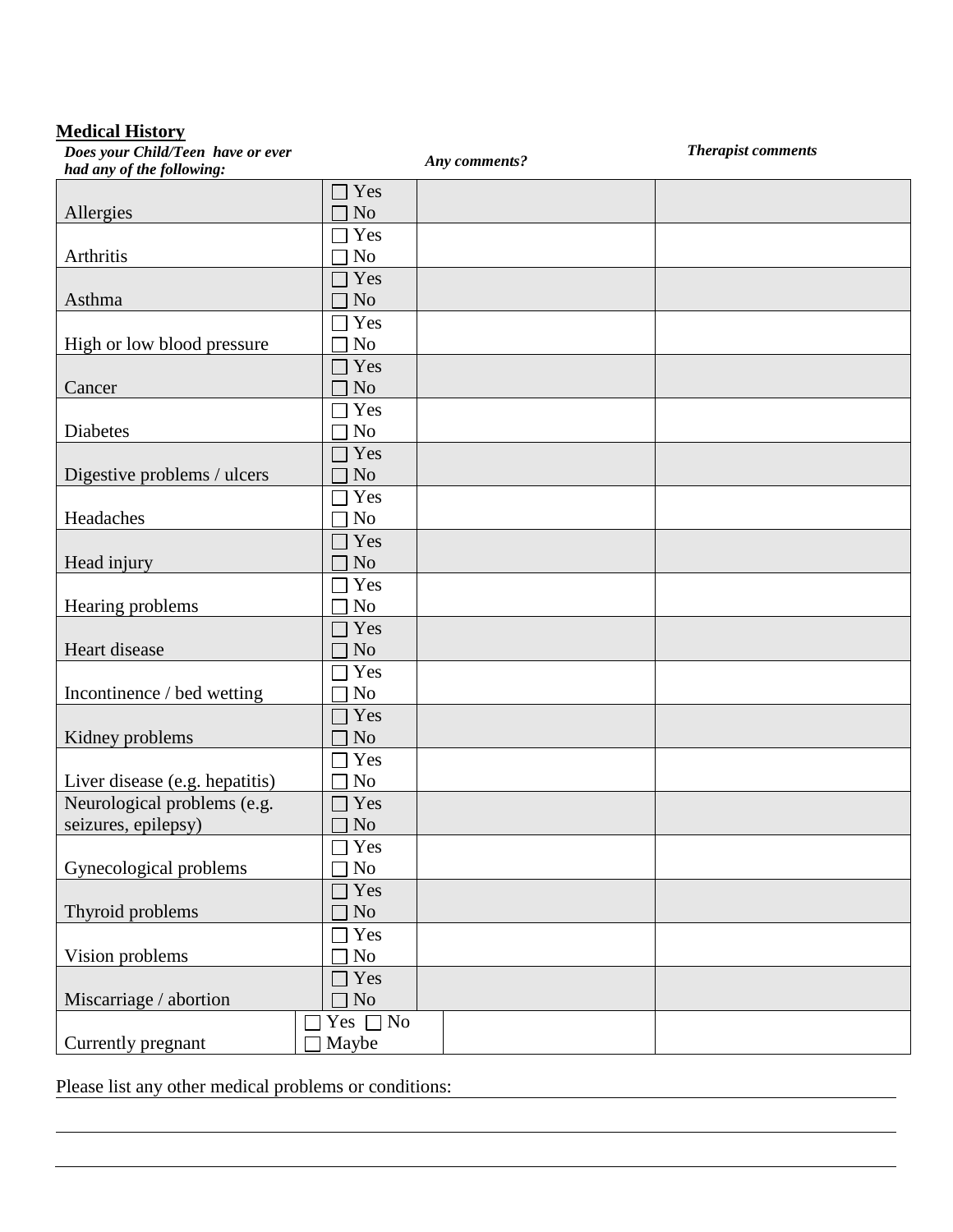**Medical History**

| ***Does your Child/Teen have or ever had any of the following:*** | | ***Any comments?*** | ***Therapist comments*** |
|---|---|---|---|
| Allergies | ☐ Yes ☐ No | | |
| Arthritis | ☐ Yes ☐ No | | |
| Asthma | ☐ Yes ☐ No | | |
| High or low blood pressure | ☐ Yes ☐ No | | |
| Cancer | ☐ Yes ☐ No | | |
| Diabetes | ☐ Yes ☐ No | | |
| Digestive problems / ulcers | ☐ Yes ☐ No | | |
| Headaches | ☐ Yes ☐ No | | |
| Head injury | ☐ Yes ☐ No | | |
| Hearing problems | ☐ Yes ☐ No | | |
| Heart disease | ☐ Yes ☐ No | | |
| Incontinence / bed wetting | ☐ Yes ☐ No | | |
| Kidney problems | ☐ Yes ☐ No | | |
| Liver disease (e.g. hepatitis) | ☐ Yes ☐ No | | |
| Neurological problems (e.g. seizures, epilepsy) | ☐ Yes ☐ No | | |
| Gynecological problems | ☐ Yes ☐ No | | |
| Thyroid problems | ☐ Yes ☐ No | | |
| Vision problems | ☐ Yes ☐ No | | |
| Miscarriage / abortion | ☐ Yes ☐ No | | |
| Currently pregnant | ☐ Yes ☐ No ☐ Maybe | | |

Please list any other medical problems or conditions: \_\_\_\_\_\_\_\_\_\_\_\_\_\_\_\_\_\_\_\_\_\_\_\_\_\_\_\_\_\_\_\_\_\_\_\_\_\_\_\_\_\_\_\_

\_\_\_\_\_\_\_\_\_\_\_\_\_\_\_\_\_\_\_\_\_\_\_\_\_\_\_\_\_\_\_\_\_\_\_\_\_\_\_\_\_\_\_\_\_\_\_\_\_\_\_\_\_\_\_\_\_\_\_\_\_\_\_\_\_\_\_\_\_\_\_\_\_\_\_\_\_\_\_\_\_\_\_\_\_\_\_\_\_\_\_\_

\_\_\_\_\_\_\_\_\_\_\_\_\_\_\_\_\_\_\_\_\_\_\_\_\_\_\_\_\_\_\_\_\_\_\_\_\_\_\_\_\_\_\_\_\_\_\_\_\_\_\_\_\_\_\_\_\_\_\_\_\_\_\_\_\_\_\_\_\_\_\_\_\_\_\_\_\_\_\_\_\_\_\_\_\_\_\_\_\_\_\_\_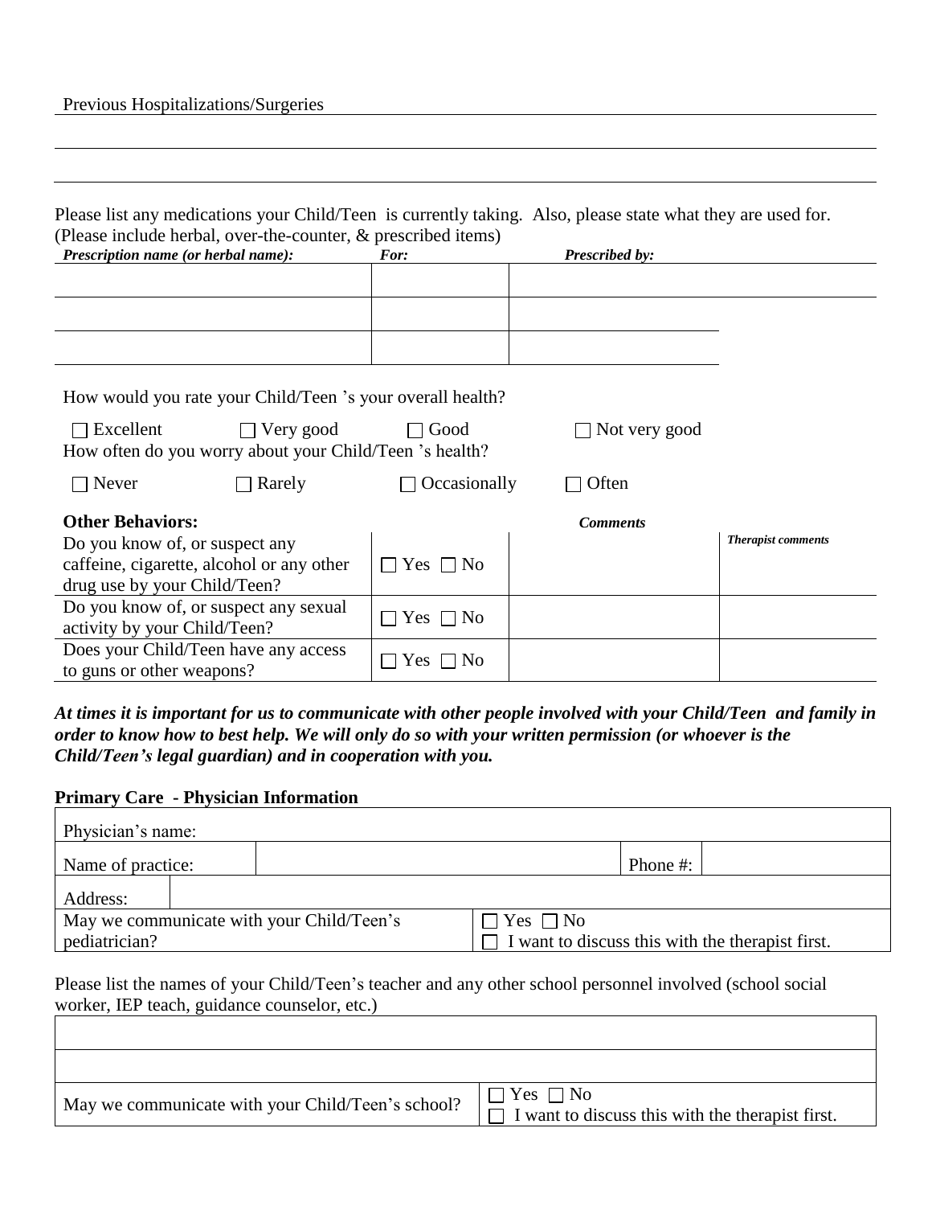Previous Hospitalizations/Surgeries

Please list any medications your Child/Teen is currently taking. Also, please state what they are used for. (Please include herbal, over-the-counter, & prescribed items)

| ***Prescription name (or herbal name):*** | ***For:*** | ***Prescribed by:*** |
|---|---|---|
| | | |
| | | |
| | | |

How would you rate your Child/Teen 's your overall health?

☐ Excellent ☐ Very good ☐ Good ☐ Not very good

How often do you worry about your Child/Teen 's health?

☐ Never ☐ Rarely ☐ Occasionally ☐ Often

| **Other Behaviors:** | | ***Comments*** | ***Therapist comments*** |
|---|---|---|---|
| Do you know of, or suspect any caffeine, cigarette, alcohol or any other drug use by your Child/Teen? | ☐ Yes ☐ No | | |
| Do you know of, or suspect any sexual activity by your Child/Teen? | ☐ Yes ☐ No | | |
| Does your Child/Teen have any access to guns or other weapons? | ☐ Yes ☐ No | | |

***At times it is important for us to communicate with other people involved with your Child/Teen and family in order to know how to best help. We will only do so with your written permission (or whoever is the Child/Teen's legal guardian) and in cooperation with you.***

**Primary Care - Physician Information**

| | | | |
|---|---|---|---|
| Physician's name: | | | |
| Name of practice: | | Phone #: | |
| Address: | | | |
| May we communicate with your Child/Teen's pediatrician? | ☐ Yes ☐ No<br>☐ I want to discuss this with the therapist first. | | |

Please list the names of your Child/Teen's teacher and any other school personnel involved (school social worker, IEP teach, guidance counselor, etc.)

| | |
|---|---|
| | |
| | |
| May we communicate with your Child/Teen's school? | ☐ Yes ☐ No<br>☐ I want to discuss this with the therapist first. |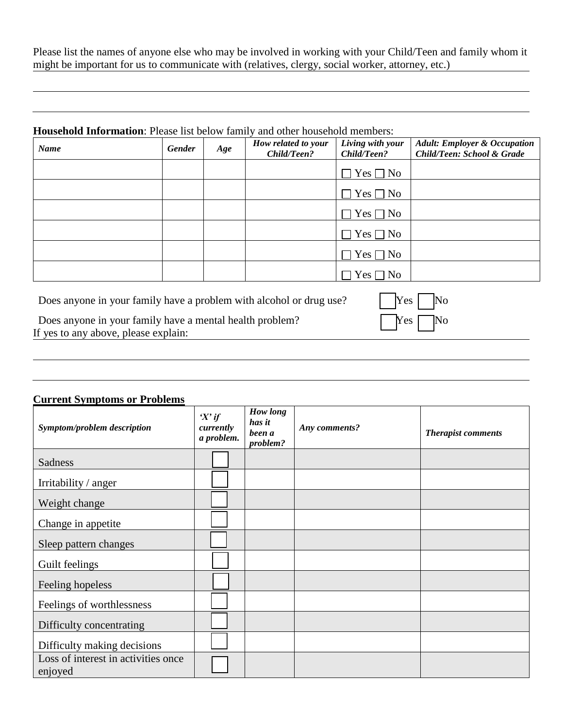Please list the names of anyone else who may be involved in working with your Child/Teen and family whom it might be important for us to communicate with (relatives, clergy, social worker, attorney, etc.)

**Household Information**: Please list below family and other household members:

| *Name* | *Gender* | *Age* | *How related to your Child/Teen?* | *Living with your Child/Teen?* | *Adult: Employer & Occupation Child/Teen: School & Grade* |
|---|---|---|---|---|---|
| | | | | ☐ Yes ☐ No | |
| | | | | ☐ Yes ☐ No | |
| | | | | ☐ Yes ☐ No | |
| | | | | ☐ Yes ☐ No | |
| | | | | ☐ Yes ☐ No | |
| | | | | ☐ Yes ☐ No | |

Does anyone in your family have a problem with alcohol or drug use? ☐ Yes ☐ No

Does anyone in your family have a mental health problem? ☐ Yes ☐ No

If yes to any above, please explain:

**Current Symptoms or Problems**

| *Symptom/problem description* | *'X' if currently a problem.* | *How long has it been a problem?* | *Any comments?* | *Therapist comments* |
|---|---|---|---|---|
| Sadness | ☐ | | | |
| Irritability / anger | ☐ | | | |
| Weight change | ☐ | | | |
| Change in appetite | ☐ | | | |
| Sleep pattern changes | ☐ | | | |
| Guilt feelings | ☐ | | | |
| Feeling hopeless | ☐ | | | |
| Feelings of worthlessness | ☐ | | | |
| Difficulty concentrating | ☐ | | | |
| Difficulty making decisions | ☐ | | | |
| Loss of interest in activities once enjoyed | ☐ | | | |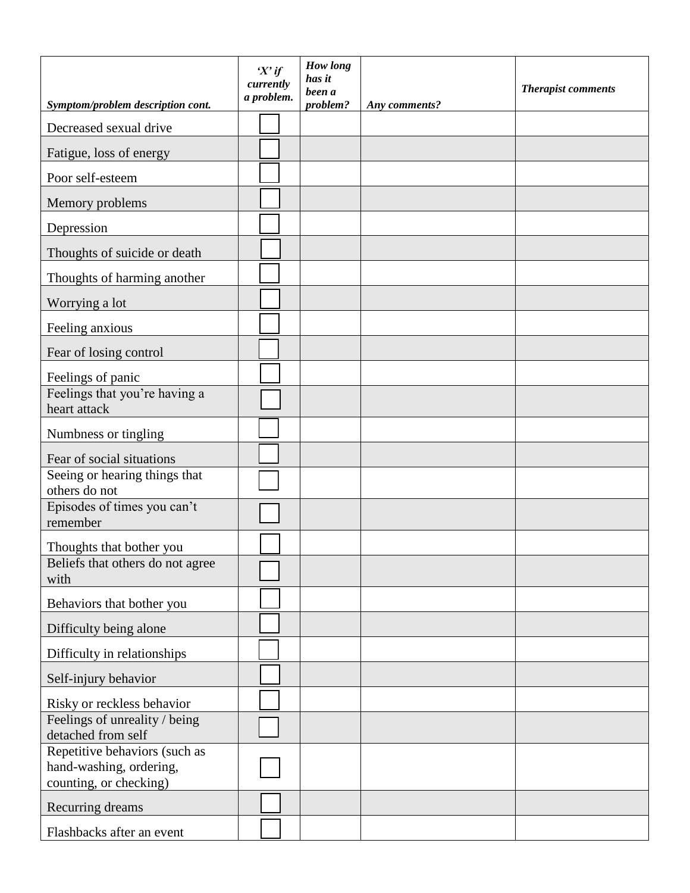| *Symptom/problem description cont.* | *'X' if currently a problem.* | *How long has it been a problem?* | *Any comments?* | *Therapist comments* |
|---|---|---|---|---|
| Decreased sexual drive | ☐ | | | |
| Fatigue, loss of energy | ☐ | | | |
| Poor self-esteem | ☐ | | | |
| Memory problems | ☐ | | | |
| Depression | ☐ | | | |
| Thoughts of suicide or death | ☐ | | | |
| Thoughts of harming another | ☐ | | | |
| Worrying a lot | ☐ | | | |
| Feeling anxious | ☐ | | | |
| Fear of losing control | ☐ | | | |
| Feelings of panic | ☐ | | | |
| Feelings that you're having a heart attack | ☐ | | | |
| Numbness or tingling | ☐ | | | |
| Fear of social situations | ☐ | | | |
| Seeing or hearing things that others do not | ☐ | | | |
| Episodes of times you can't remember | ☐ | | | |
| Thoughts that bother you | ☐ | | | |
| Beliefs that others do not agree with | ☐ | | | |
| Behaviors that bother you | ☐ | | | |
| Difficulty being alone | ☐ | | | |
| Difficulty in relationships | ☐ | | | |
| Self-injury behavior | ☐ | | | |
| Risky or reckless behavior | ☐ | | | |
| Feelings of unreality / being detached from self | ☐ | | | |
| Repetitive behaviors (such as hand-washing, ordering, counting, or checking) | ☐ | | | |
| Recurring dreams | ☐ | | | |
| Flashbacks after an event | ☐ | | | |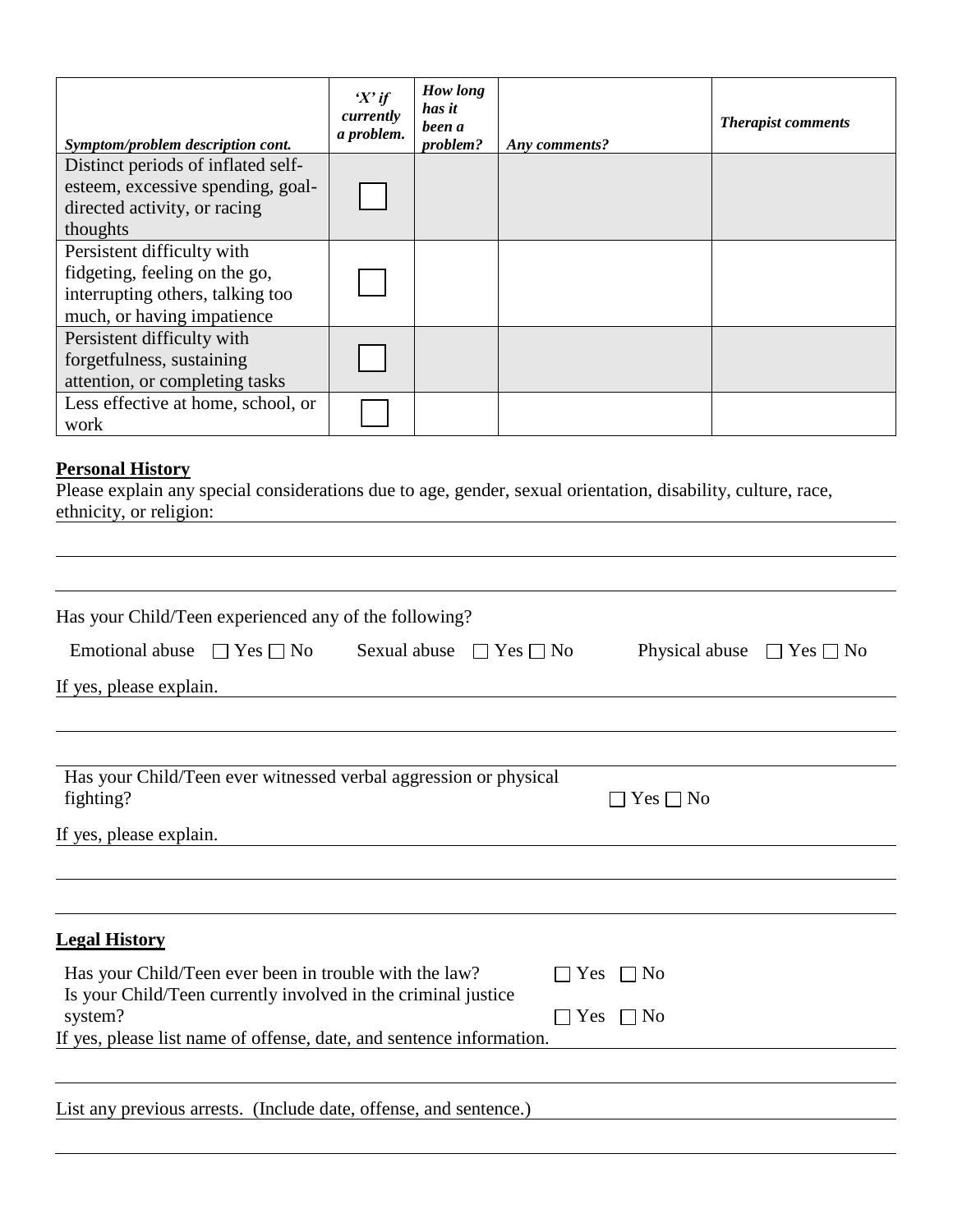| *Symptom/problem description cont.* | ***'X' if currently a problem.*** | ***How long has it been a problem?*** | ***Any comments?*** | ***Therapist comments*** |
|---|---|---|---|---|
| Distinct periods of inflated self-esteem, excessive spending, goal-directed activity, or racing thoughts | ☐ | | | |
| Persistent difficulty with fidgeting, feeling on the go, interrupting others, talking too much, or having impatience | ☐ | | | |
| Persistent difficulty with forgetfulness, sustaining attention, or completing tasks | ☐ | | | |
| Less effective at home, school, or work | ☐ | | | |

**Personal History**

Please explain any special considerations due to age, gender, sexual orientation, disability, culture, race, ethnicity, or religion: ______________________________

______________________________

______________________________

Has your Child/Teen experienced any of the following?

Emotional abuse ☐ Yes ☐ No    Sexual abuse ☐ Yes ☐ No    Physical abuse ☐ Yes ☐ No

If yes, please explain. ______________________________

______________________________

______________________________

Has your Child/Teen ever witnessed verbal aggression or physical fighting? ☐ Yes ☐ No

If yes, please explain. ______________________________

______________________________

______________________________

**Legal History**

Has your Child/Teen ever been in trouble with the law? ☐ Yes ☐ No

Is your Child/Teen currently involved in the criminal justice system? ☐ Yes ☐ No

If yes, please list name of offense, date, and sentence information. ______________________________

______________________________

List any previous arrests. (Include date, offense, and sentence.) ______________________________

______________________________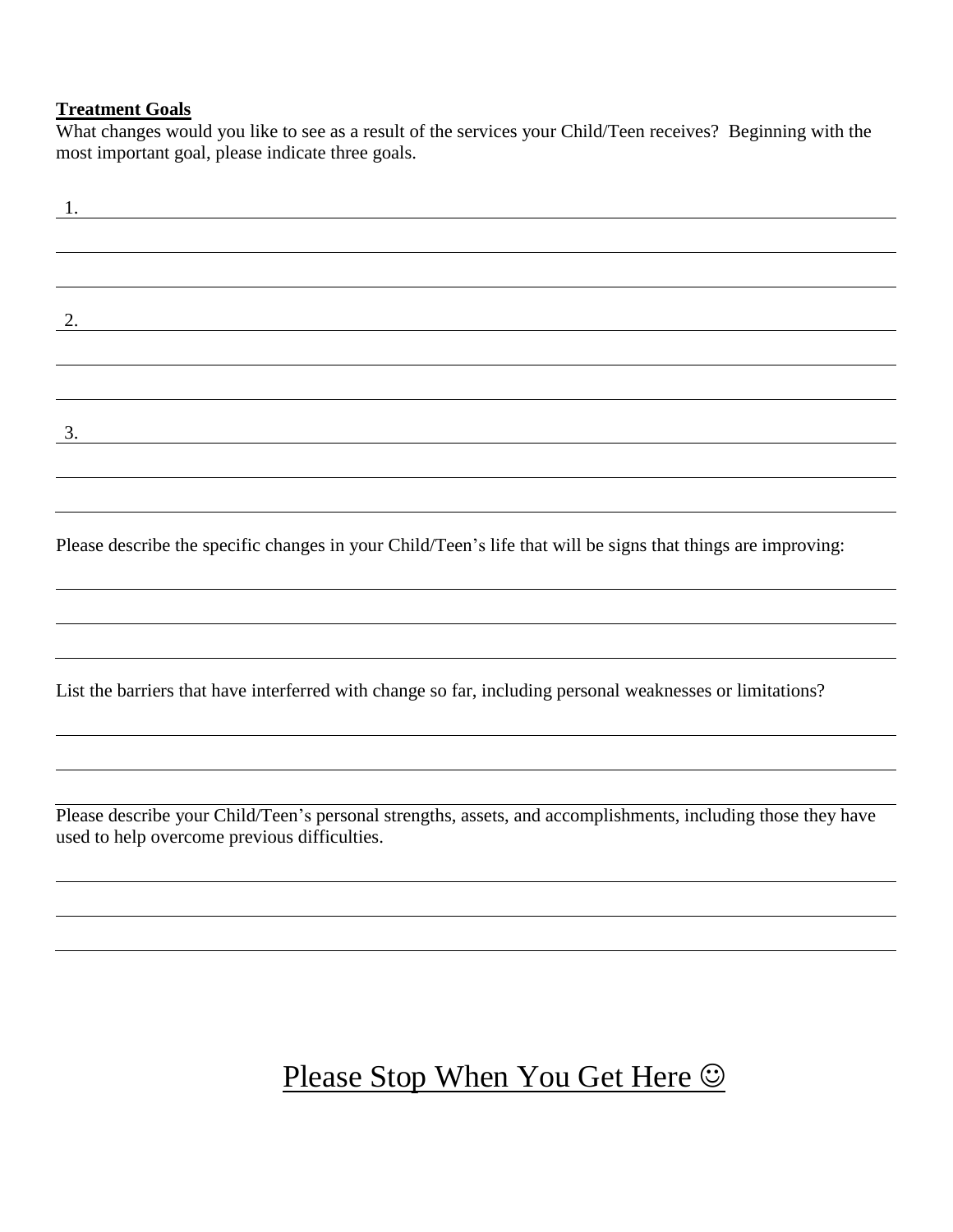**Treatment Goals**

What changes would you like to see as a result of the services your Child/Teen receives? Beginning with the most important goal, please indicate three goals.

1. 

2. 

3. 

Please describe the specific changes in your Child/Teen's life that will be signs that things are improving:

List the barriers that have interferred with change so far, including personal weaknesses or limitations?

Please describe your Child/Teen's personal strengths, assets, and accomplishments, including those they have used to help overcome previous difficulties.

Please Stop When You Get Here ☺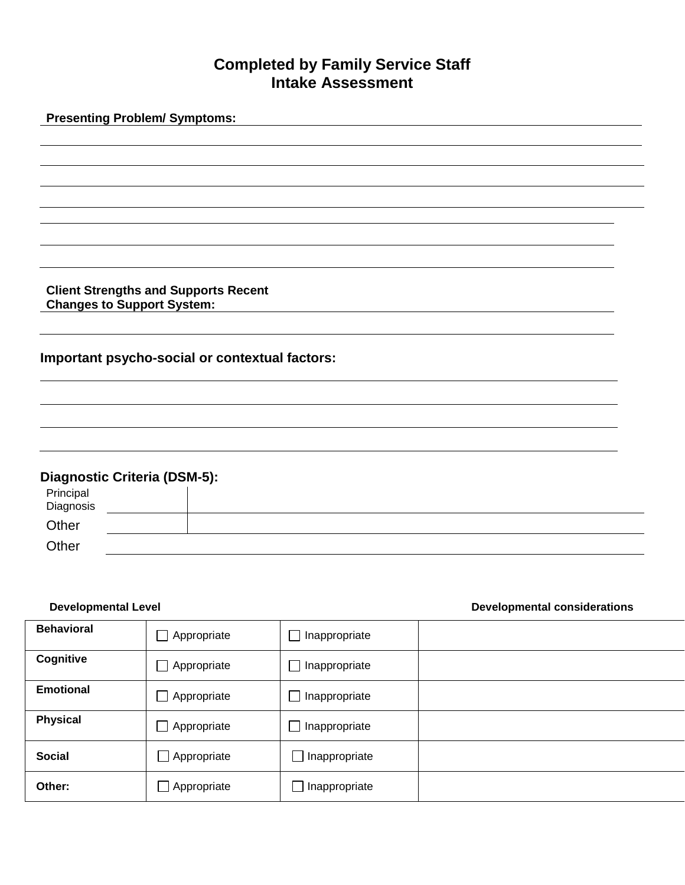# Completed by Family Service Staff
# Intake Assessment

**Presenting Problem/ Symptoms:**

**Client Strengths and Supports Recent Changes to Support System:**

**Important psycho-social or contextual factors:**

**Diagnostic Criteria (DSM-5):**

| | | |
|---|---|---|
| Principal Diagnosis | | |
| Other | | |
| Other | | |

**Developmental Level** **Developmental considerations**

| | | | |
|---|---|---|---|
| **Behavioral** | ☐ Appropriate | ☐ Inappropriate | |
| **Cognitive** | ☐ Appropriate | ☐ Inappropriate | |
| **Emotional** | ☐ Appropriate | ☐ Inappropriate | |
| **Physical** | ☐ Appropriate | ☐ Inappropriate | |
| **Social** | ☐ Appropriate | ☐ Inappropriate | |
| **Other:** | ☐ Appropriate | ☐ Inappropriate | |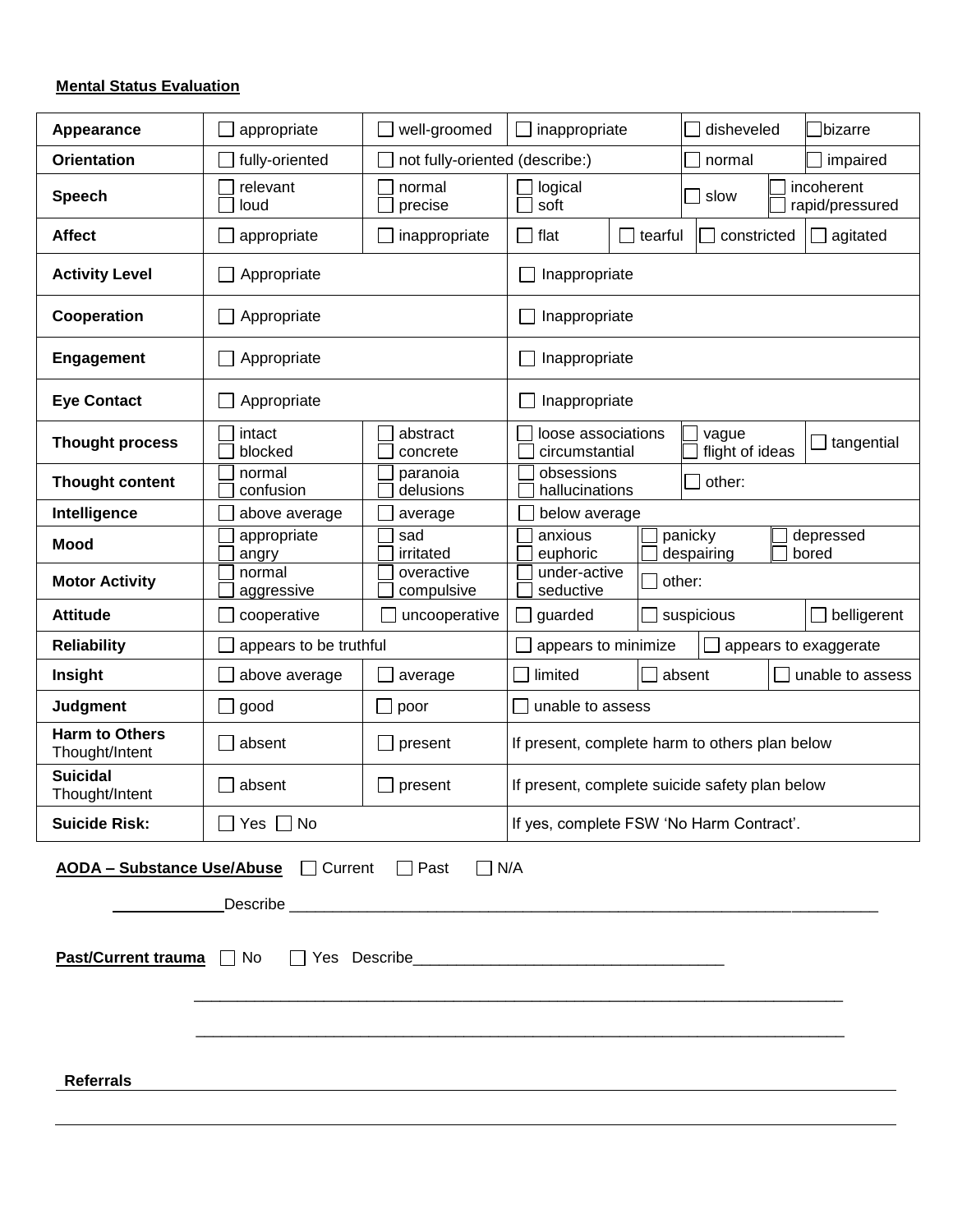**Mental Status Evaluation**

| | | | | | | |
|---|---|---|---|---|---|---|
| **Appearance** | ☐ appropriate | ☐ well-groomed | ☐ inappropriate | | ☐ disheveled | ☐ bizarre |
| **Orientation** | ☐ fully-oriented | ☐ not fully-oriented (describe:) | | | ☐ normal | ☐ impaired |
| **Speech** | ☐ relevant<br>☐ loud | ☐ normal<br>☐ precise | ☐ logical<br>☐ soft | | ☐ slow | ☐ incoherent<br>☐ rapid/pressured |
| **Affect** | ☐ appropriate | ☐ inappropriate | ☐ flat | ☐ tearful | ☐ constricted | ☐ agitated |
| **Activity Level** | ☐ Appropriate | | ☐ Inappropriate | | | |
| **Cooperation** | ☐ Appropriate | | ☐ Inappropriate | | | |
| **Engagement** | ☐ Appropriate | | ☐ Inappropriate | | | |
| **Eye Contact** | ☐ Appropriate | | ☐ Inappropriate | | | |
| **Thought process** | ☐ intact<br>☐ blocked | ☐ abstract<br>☐ concrete | ☐ loose associations<br>☐ circumstantial | | ☐ vague<br>☐ flight of ideas | ☐ tangential |
| **Thought content** | ☐ normal<br>☐ confusion | ☐ paranoia<br>☐ delusions | ☐ obsessions<br>☐ hallucinations | | ☐ other: | |
| **Intelligence** | ☐ above average | ☐ average | ☐ below average | | | |
| **Mood** | ☐ appropriate<br>☐ angry | ☐ sad<br>☐ irritated | ☐ anxious<br>☐ euphoric | ☐ panicky<br>☐ despairing | | ☐ depressed<br>☐ bored |
| **Motor Activity** | ☐ normal<br>☐ aggressive | ☐ overactive<br>☐ compulsive | ☐ under-active<br>☐ seductive | ☐ other: | | |
| **Attitude** | ☐ cooperative | ☐ uncooperative | ☐ guarded | ☐ suspicious | | ☐ belligerent |
| **Reliability** | ☐ appears to be truthful | | ☐ appears to minimize | | ☐ appears to exaggerate | |
| **Insight** | ☐ above average | ☐ average | ☐ limited | ☐ absent | | ☐ unable to assess |
| **Judgment** | ☐ good | ☐ poor | ☐ unable to assess | | | |
| **Harm to Others** Thought/Intent | ☐ absent | ☐ present | If present, complete harm to others plan below | | | |
| **Suicidal** Thought/Intent | ☐ absent | ☐ present | If present, complete suicide safety plan below | | | |
| **Suicide Risk:** | ☐ Yes ☐ No | | If yes, complete FSW 'No Harm Contract'. | | | |

**AODA – Substance Use/Abuse** ☐ Current ☐ Past ☐ N/A

____________Describe ______________________________________________________________________

**Past/Current trauma** ☐ No ☐ Yes Describe___________________________________

______________________________________________________________________________

______________________________________________________________________________

**Referrals** ______________________________________________________________________________

______________________________________________________________________________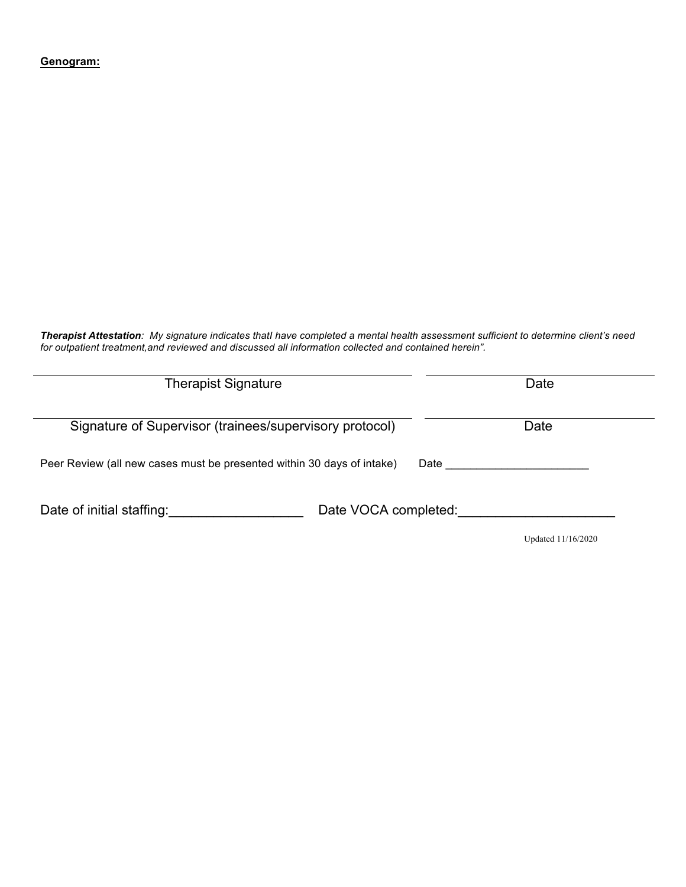**Genogram:**

***Therapist Attestation**: My signature indicates thatI have completed a mental health assessment sufficient to determine client's need for outpatient treatment,and reviewed and discussed all information collected and contained herein".*

______________________________________________ ____________________________
Therapist Signature Date

______________________________________________ ____________________________
Signature of Supervisor (trainees/supervisory protocol) Date

Peer Review (all new cases must be presented within 30 days of intake) Date _______________________

Date of initial staffing:__________________ Date VOCA completed:_____________________

Updated 11/16/2020